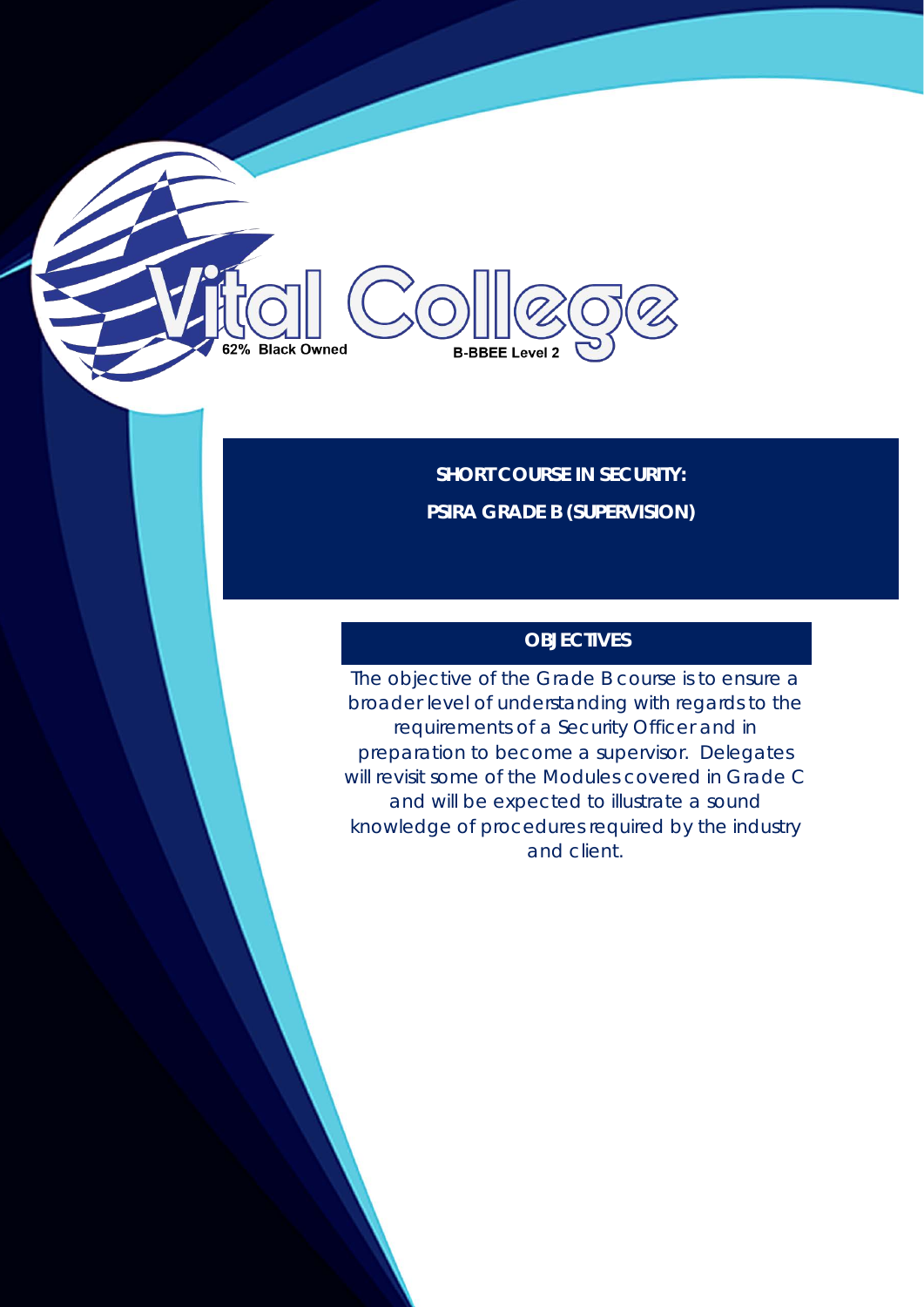Vital College

62% Black Owned

B-BBEE Level 2

## SHORT COURSE IN SECURITY:
## PSIRA GRADE B (SUPERVISION)

### OBJECTIVES

The objective of the Grade B course is to ensure a broader level of understanding with regards to the requirements of a Security Officer and in preparation to become a supervisor. Delegates will revisit some of the Modules covered in Grade C and will be expected to illustrate a sound knowledge of procedures required by the industry and client.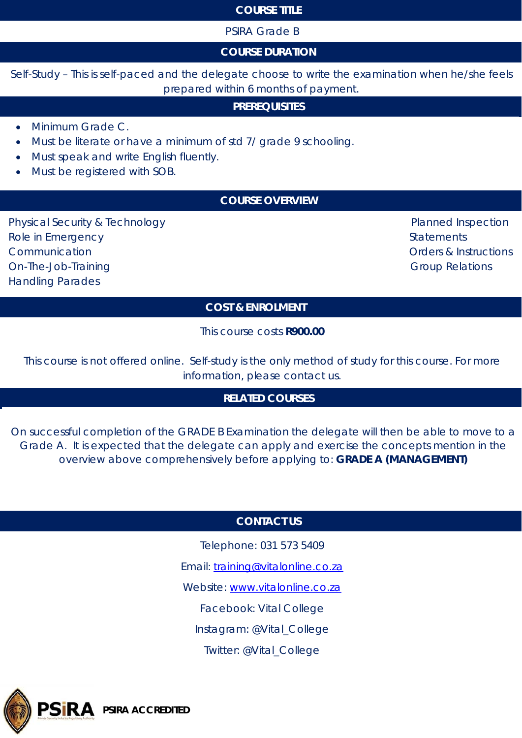## COURSE TITLE

PSIRA Grade B

## COURSE DURATION

Self-Study – This is self-paced and the delegate choose to write the examination when he/she feels prepared within 6 months of payment.

## PREREQUISITES

- Minimum Grade C.
- Must be literate or have a minimum of std 7/ grade 9 schooling.
- Must speak and write English fluently.
- Must be registered with SOB.

## COURSE OVERVIEW

Physical Security & Technology
Role in Emergency
Communication
On-The-Job-Training
Handling Parades
Planned Inspection
Statements
Orders & Instructions
Group Relations

## COST & ENROLMENT

This course costs **R900.00**

This course is not offered online. Self-study is the only method of study for this course. For more information, please contact us.

## RELATED COURSES

On successful completion of the GRADE B Examination the delegate will then be able to move to a Grade A. It is expected that the delegate can apply and exercise the concepts mention in the overview above comprehensively before applying to: **GRADE A (MANAGEMENT)**

## CONTACT US

Telephone: 031 573 5409

Email: training@vitalonline.co.za

Website: www.vitalonline.co.za

Facebook: Vital College

Instagram: @Vital_College

Twitter: @Vital_College

PSiRA Private Security Industry Regulatory Authority **PSIRA ACCREDITED**